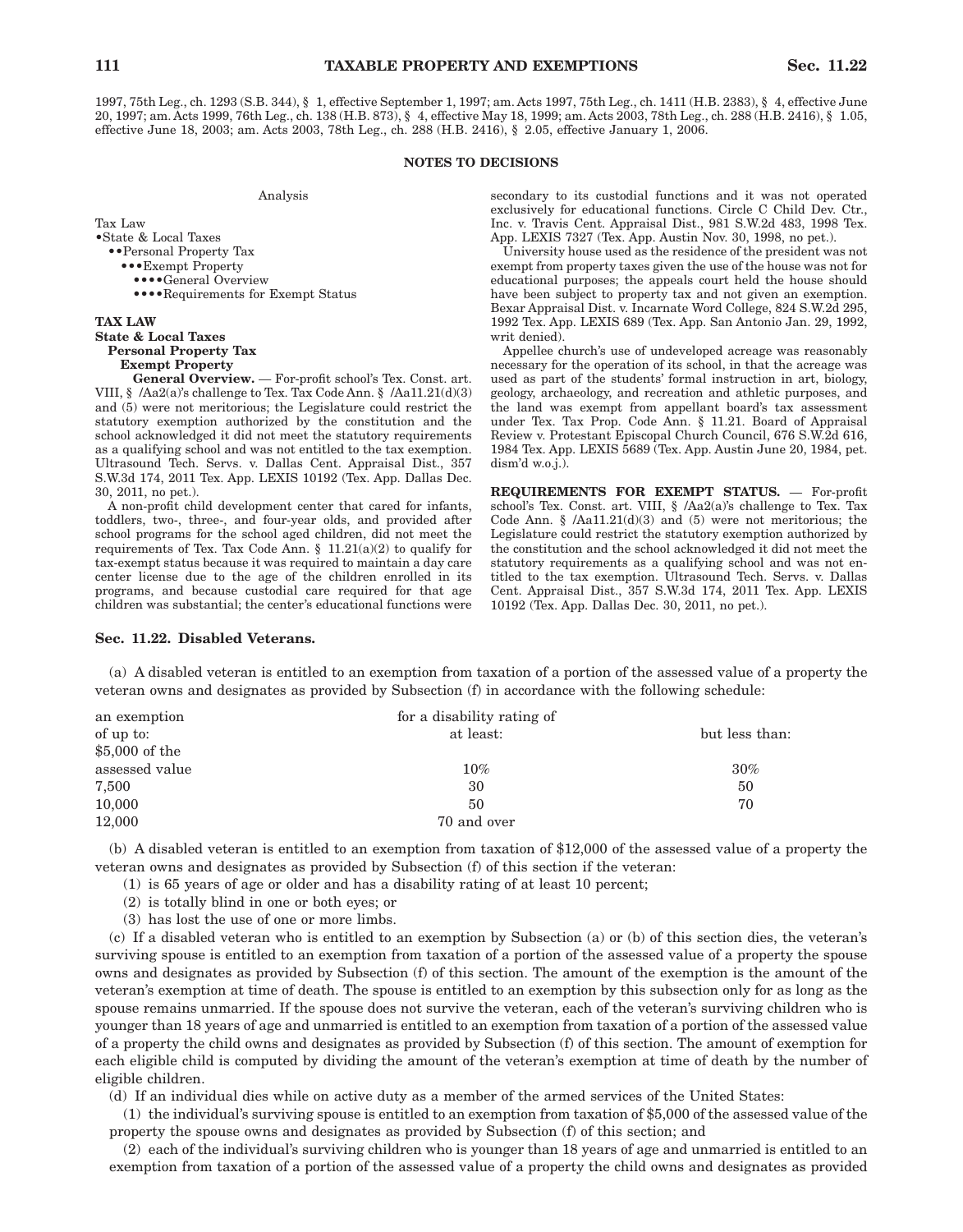1997, 75th Leg., ch. 1293 (S.B. 344), § 1, effective September 1, 1997; am. Acts 1997, 75th Leg., ch. 1411 (H.B. 2383), § 4, effective June 20, 1997; am. Acts 1999, 76th Leg., ch. 138 (H.B. 873), § 4, effective May 18, 1999; am. Acts 2003, 78th Leg., ch. 288 (H.B. 2416), § 1.05, effective June 18, 2003; am. Acts 2003, 78th Leg., ch. 288 (H.B. 2416), § 2.05, effective January 1, 2006.

## NOTES TO DECISIONS

Analysis

Tax Law
•State & Local Taxes
••Personal Property Tax
•••Exempt Property
••••General Overview
••••Requirements for Exempt Status

**TAX LAW**
**State & Local Taxes**
**Personal Property Tax**
**Exempt Property**

**General Overview.** — For-profit school's Tex. Const. art. VIII, § /Aa2(a)'s challenge to Tex. Tax Code Ann. § /Aa11.21(d)(3) and (5) were not meritorious; the Legislature could restrict the statutory exemption authorized by the constitution and the school acknowledged it did not meet the statutory requirements as a qualifying school and was not entitled to the tax exemption. Ultrasound Tech. Servs. v. Dallas Cent. Appraisal Dist., 357 S.W.3d 174, 2011 Tex. App. LEXIS 10192 (Tex. App. Dallas Dec. 30, 2011, no pet.).

A non-profit child development center that cared for infants, toddlers, two-, three-, and four-year olds, and provided after school programs for the school aged children, did not meet the requirements of Tex. Tax Code Ann. § 11.21(a)(2) to qualify for tax-exempt status because it was required to maintain a day care center license due to the age of the children enrolled in its programs, and because custodial care required for that age children was substantial; the center's educational functions were secondary to its custodial functions and it was not operated exclusively for educational functions. Circle C Child Dev. Ctr., Inc. v. Travis Cent. Appraisal Dist., 981 S.W.2d 483, 1998 Tex. App. LEXIS 7327 (Tex. App. Austin Nov. 30, 1998, no pet.).

University house used as the residence of the president was not exempt from property taxes given the use of the house was not for educational purposes; the appeals court held the house should have been subject to property tax and not given an exemption. Bexar Appraisal Dist. v. Incarnate Word College, 824 S.W.2d 295, 1992 Tex. App. LEXIS 689 (Tex. App. San Antonio Jan. 29, 1992, writ denied).

Appellee church's use of undeveloped acreage was reasonably necessary for the operation of its school, in that the acreage was used as part of the students' formal instruction in art, biology, geology, archaeology, and recreation and athletic purposes, and the land was exempt from appellant board's tax assessment under Tex. Tax Prop. Code Ann. § 11.21. Board of Appraisal Review v. Protestant Episcopal Church Council, 676 S.W.2d 616, 1984 Tex. App. LEXIS 5689 (Tex. App. Austin June 20, 1984, pet. dism'd w.o.j.).

**REQUIREMENTS FOR EXEMPT STATUS.** — For-profit school's Tex. Const. art. VIII, § /Aa2(a)'s challenge to Tex. Tax Code Ann. § /Aa11.21(d)(3) and (5) were not meritorious; the Legislature could restrict the statutory exemption authorized by the constitution and the school acknowledged it did not meet the statutory requirements as a qualifying school and was not entitled to the tax exemption. Ultrasound Tech. Servs. v. Dallas Cent. Appraisal Dist., 357 S.W.3d 174, 2011 Tex. App. LEXIS 10192 (Tex. App. Dallas Dec. 30, 2011, no pet.).

## Sec. 11.22. Disabled Veterans.

(a) A disabled veteran is entitled to an exemption from taxation of a portion of the assessed value of a property the veteran owns and designates as provided by Subsection (f) in accordance with the following schedule:

| an exemption of up to: | for a disability rating of at least: | but less than: |
|---|---|---|
| $5,000 of the assessed value | 10% | 30% |
| 7,500 | 30 | 50 |
| 10,000 | 50 | 70 |
| 12,000 | 70 and over | |

(b) A disabled veteran is entitled to an exemption from taxation of $12,000 of the assessed value of a property the veteran owns and designates as provided by Subsection (f) of this section if the veteran:

(1) is 65 years of age or older and has a disability rating of at least 10 percent;

(2) is totally blind in one or both eyes; or

(3) has lost the use of one or more limbs.

(c) If a disabled veteran who is entitled to an exemption by Subsection (a) or (b) of this section dies, the veteran's surviving spouse is entitled to an exemption from taxation of a portion of the assessed value of a property the spouse owns and designates as provided by Subsection (f) of this section. The amount of the exemption is the amount of the veteran's exemption at time of death. The spouse is entitled to an exemption by this subsection only for as long as the spouse remains unmarried. If the spouse does not survive the veteran, each of the veteran's surviving children who is younger than 18 years of age and unmarried is entitled to an exemption from taxation of a portion of the assessed value of a property the child owns and designates as provided by Subsection (f) of this section. The amount of exemption for each eligible child is computed by dividing the amount of the veteran's exemption at time of death by the number of eligible children.

(d) If an individual dies while on active duty as a member of the armed services of the United States:

(1) the individual's surviving spouse is entitled to an exemption from taxation of $5,000 of the assessed value of the property the spouse owns and designates as provided by Subsection (f) of this section; and

(2) each of the individual's surviving children who is younger than 18 years of age and unmarried is entitled to an exemption from taxation of a portion of the assessed value of a property the child owns and designates as provided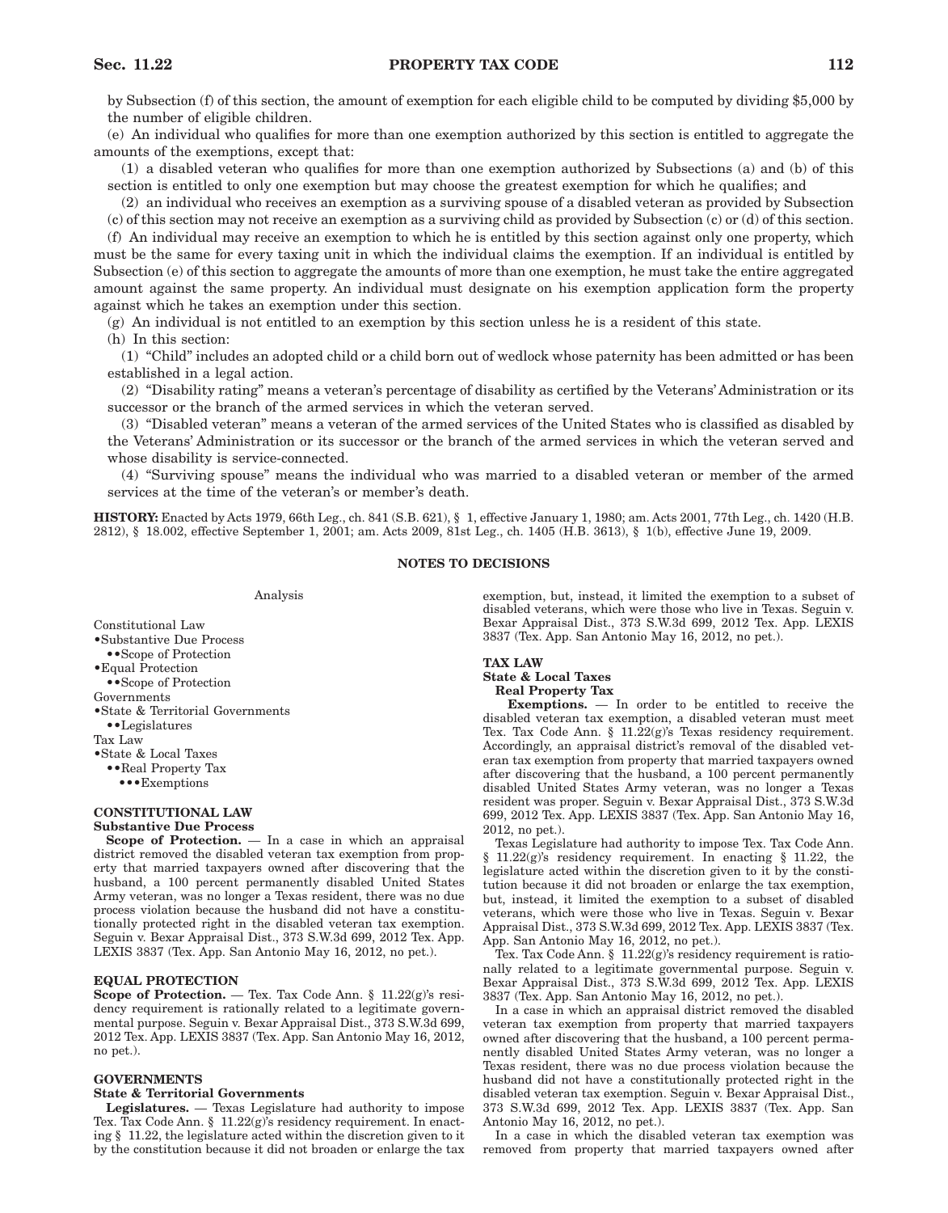by Subsection (f) of this section, the amount of exemption for each eligible child to be computed by dividing $5,000 by the number of eligible children.

(e) An individual who qualifies for more than one exemption authorized by this section is entitled to aggregate the amounts of the exemptions, except that:

(1) a disabled veteran who qualifies for more than one exemption authorized by Subsections (a) and (b) of this section is entitled to only one exemption but may choose the greatest exemption for which he qualifies; and

(2) an individual who receives an exemption as a surviving spouse of a disabled veteran as provided by Subsection (c) of this section may not receive an exemption as a surviving child as provided by Subsection (c) or (d) of this section.

(f) An individual may receive an exemption to which he is entitled by this section against only one property, which must be the same for every taxing unit in which the individual claims the exemption. If an individual is entitled by Subsection (e) of this section to aggregate the amounts of more than one exemption, he must take the entire aggregated amount against the same property. An individual must designate on his exemption application form the property against which he takes an exemption under this section.

(g) An individual is not entitled to an exemption by this section unless he is a resident of this state.

(h) In this section:

(1) "Child" includes an adopted child or a child born out of wedlock whose paternity has been admitted or has been established in a legal action.

(2) "Disability rating" means a veteran's percentage of disability as certified by the Veterans' Administration or its successor or the branch of the armed services in which the veteran served.

(3) "Disabled veteran" means a veteran of the armed services of the United States who is classified as disabled by the Veterans' Administration or its successor or the branch of the armed services in which the veteran served and whose disability is service-connected.

(4) "Surviving spouse" means the individual who was married to a disabled veteran or member of the armed services at the time of the veteran's or member's death.

**HISTORY:** Enacted by Acts 1979, 66th Leg., ch. 841 (S.B. 621), § 1, effective January 1, 1980; am. Acts 2001, 77th Leg., ch. 1420 (H.B. 2812), § 18.002, effective September 1, 2001; am. Acts 2009, 81st Leg., ch. 1405 (H.B. 3613), § 1(b), effective June 19, 2009.

## NOTES TO DECISIONS

Analysis

Constitutional Law
•Substantive Due Process
••Scope of Protection
•Equal Protection
••Scope of Protection
Governments
•State & Territorial Governments
••Legislatures
Tax Law
•State & Local Taxes
••Real Property Tax
•••Exemptions

### CONSTITUTIONAL LAW

#### Substantive Due Process

**Scope of Protection.** — In a case in which an appraisal district removed the disabled veteran tax exemption from property that married taxpayers owned after discovering that the husband, a 100 percent permanently disabled United States Army veteran, was no longer a Texas resident, there was no due process violation because the husband did not have a constitutionally protected right in the disabled veteran tax exemption. Seguin v. Bexar Appraisal Dist., 373 S.W.3d 699, 2012 Tex. App. LEXIS 3837 (Tex. App. San Antonio May 16, 2012, no pet.).

### EQUAL PROTECTION

**Scope of Protection.** — Tex. Tax Code Ann. § 11.22(g)'s residency requirement is rationally related to a legitimate governmental purpose. Seguin v. Bexar Appraisal Dist., 373 S.W.3d 699, 2012 Tex. App. LEXIS 3837 (Tex. App. San Antonio May 16, 2012, no pet.).

### GOVERNMENTS

#### State & Territorial Governments

**Legislatures.** — Texas Legislature had authority to impose Tex. Tax Code Ann. § 11.22(g)'s residency requirement. In enacting § 11.22, the legislature acted within the discretion given to it by the constitution because it did not broaden or enlarge the tax exemption, but, instead, it limited the exemption to a subset of disabled veterans, which were those who live in Texas. Seguin v. Bexar Appraisal Dist., 373 S.W.3d 699, 2012 Tex. App. LEXIS 3837 (Tex. App. San Antonio May 16, 2012, no pet.).

### TAX LAW

#### State & Local Taxes

##### Real Property Tax

**Exemptions.** — In order to be entitled to receive the disabled veteran tax exemption, a disabled veteran must meet Tex. Tax Code Ann. § 11.22(g)'s Texas residency requirement. Accordingly, an appraisal district's removal of the disabled veteran tax exemption from property that married taxpayers owned after discovering that the husband, a 100 percent permanently disabled United States Army veteran, was no longer a Texas resident was proper. Seguin v. Bexar Appraisal Dist., 373 S.W.3d 699, 2012 Tex. App. LEXIS 3837 (Tex. App. San Antonio May 16, 2012, no pet.).

Texas Legislature had authority to impose Tex. Tax Code Ann. § 11.22(g)'s residency requirement. In enacting § 11.22, the legislature acted within the discretion given to it by the constitution because it did not broaden or enlarge the tax exemption, but, instead, it limited the exemption to a subset of disabled veterans, which were those who live in Texas. Seguin v. Bexar Appraisal Dist., 373 S.W.3d 699, 2012 Tex. App. LEXIS 3837 (Tex. App. San Antonio May 16, 2012, no pet.).

Tex. Tax Code Ann. § 11.22(g)'s residency requirement is rationally related to a legitimate governmental purpose. Seguin v. Bexar Appraisal Dist., 373 S.W.3d 699, 2012 Tex. App. LEXIS 3837 (Tex. App. San Antonio May 16, 2012, no pet.).

In a case in which an appraisal district removed the disabled veteran tax exemption from property that married taxpayers owned after discovering that the husband, a 100 percent permanently disabled United States Army veteran, was no longer a Texas resident, there was no due process violation because the husband did not have a constitutionally protected right in the disabled veteran tax exemption. Seguin v. Bexar Appraisal Dist., 373 S.W.3d 699, 2012 Tex. App. LEXIS 3837 (Tex. App. San Antonio May 16, 2012, no pet.).

In a case in which the disabled veteran tax exemption was removed from property that married taxpayers owned after